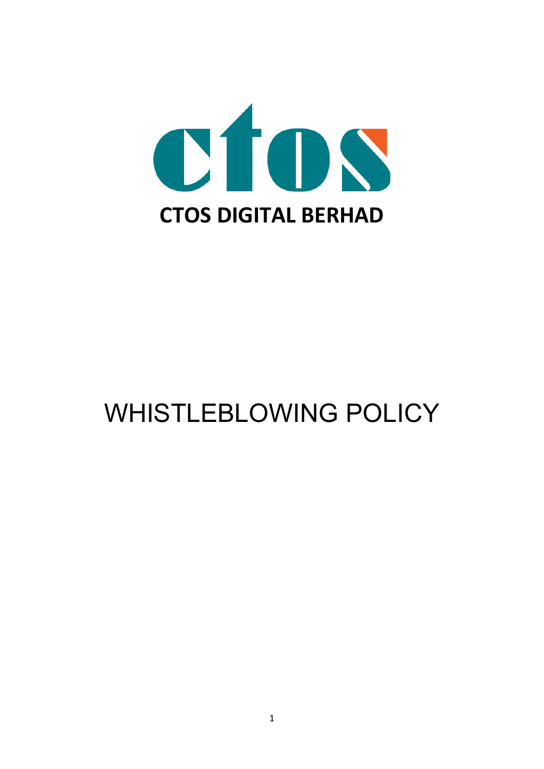**CTOS DIGITAL BERHAD**

# WHISTLEBLOWING POLICY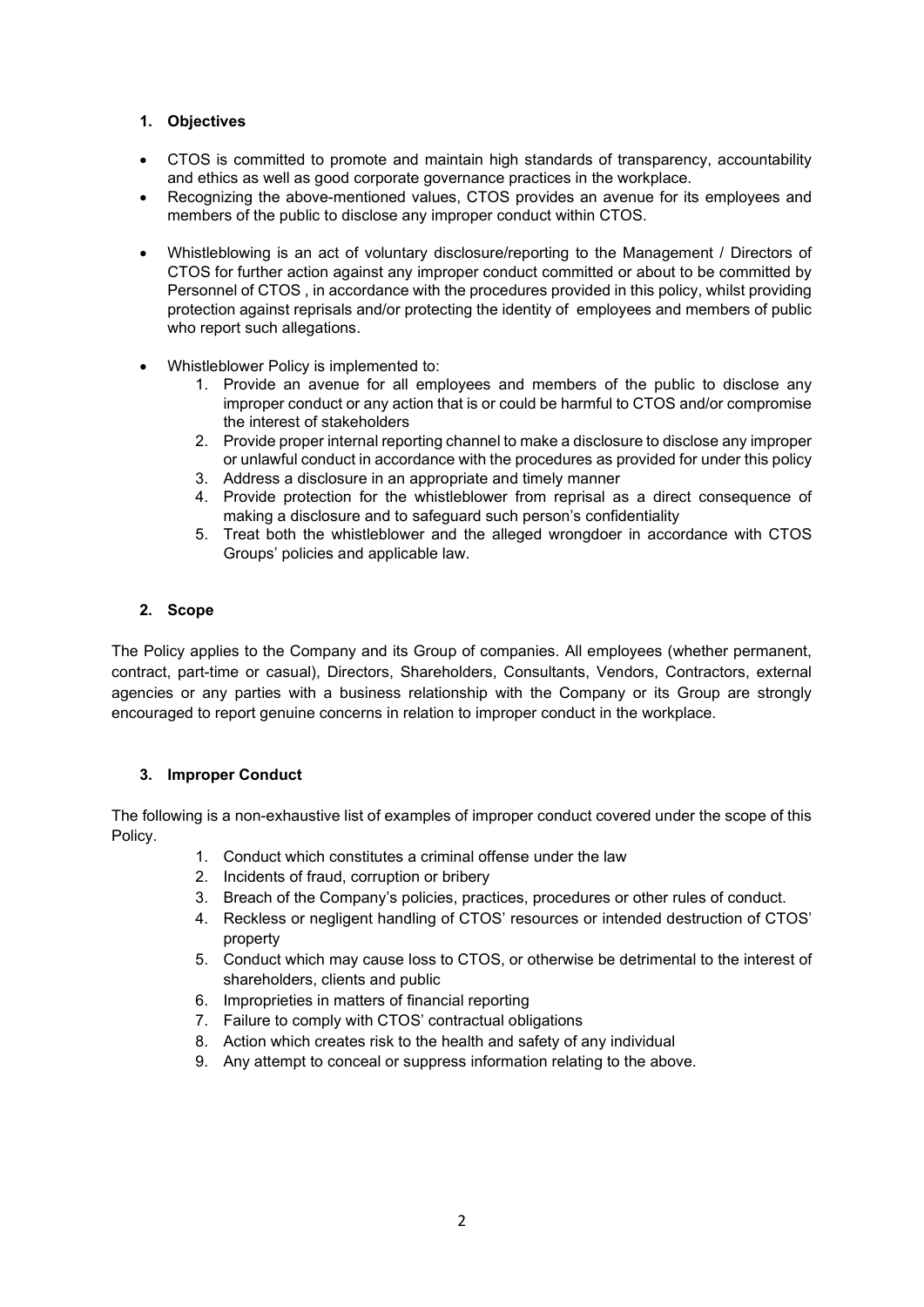## 1. Objectives

- CTOS is committed to promote and maintain high standards of transparency, accountability and ethics as well as good corporate governance practices in the workplace.
- Recognizing the above-mentioned values, CTOS provides an avenue for its employees and members of the public to disclose any improper conduct within CTOS.
- Whistleblowing is an act of voluntary disclosure/reporting to the Management / Directors of CTOS for further action against any improper conduct committed or about to be committed by Personnel of CTOS , in accordance with the procedures provided in this policy, whilst providing protection against reprisals and/or protecting the identity of employees and members of public who report such allegations.
- Whistleblower Policy is implemented to:
    1. Provide an avenue for all employees and members of the public to disclose any improper conduct or any action that is or could be harmful to CTOS and/or compromise the interest of stakeholders
    2. Provide proper internal reporting channel to make a disclosure to disclose any improper or unlawful conduct in accordance with the procedures as provided for under this policy
    3. Address a disclosure in an appropriate and timely manner
    4. Provide protection for the whistleblower from reprisal as a direct consequence of making a disclosure and to safeguard such person's confidentiality
    5. Treat both the whistleblower and the alleged wrongdoer in accordance with CTOS Groups' policies and applicable law.

## 2. Scope

The Policy applies to the Company and its Group of companies. All employees (whether permanent, contract, part-time or casual), Directors, Shareholders, Consultants, Vendors, Contractors, external agencies or any parties with a business relationship with the Company or its Group are strongly encouraged to report genuine concerns in relation to improper conduct in the workplace.

## 3. Improper Conduct

The following is a non-exhaustive list of examples of improper conduct covered under the scope of this Policy.

1. Conduct which constitutes a criminal offense under the law
2. Incidents of fraud, corruption or bribery
3. Breach of the Company's policies, practices, procedures or other rules of conduct.
4. Reckless or negligent handling of CTOS' resources or intended destruction of CTOS' property
5. Conduct which may cause loss to CTOS, or otherwise be detrimental to the interest of shareholders, clients and public
6. Improprieties in matters of financial reporting
7. Failure to comply with CTOS' contractual obligations
8. Action which creates risk to the health and safety of any individual
9. Any attempt to conceal or suppress information relating to the above.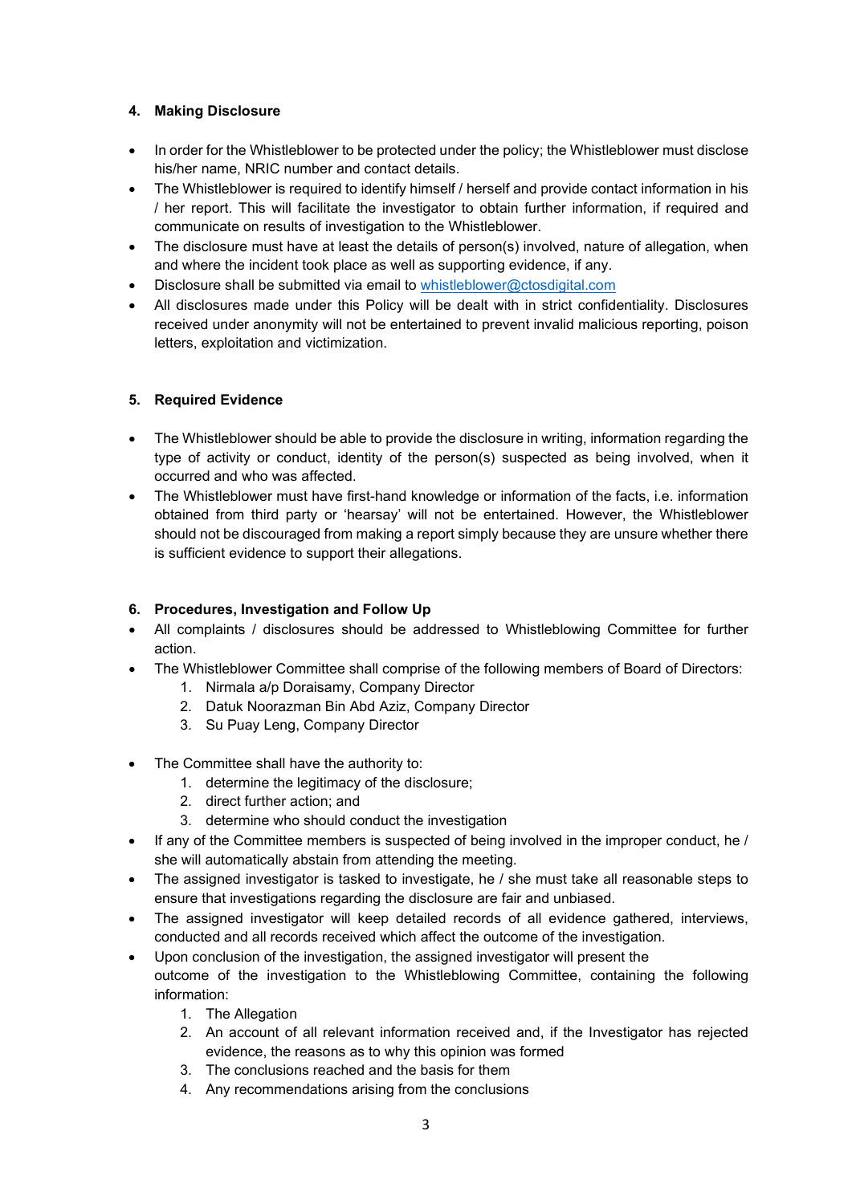## 4. Making Disclosure

- In order for the Whistleblower to be protected under the policy; the Whistleblower must disclose his/her name, NRIC number and contact details.
- The Whistleblower is required to identify himself / herself and provide contact information in his / her report. This will facilitate the investigator to obtain further information, if required and communicate on results of investigation to the Whistleblower.
- The disclosure must have at least the details of person(s) involved, nature of allegation, when and where the incident took place as well as supporting evidence, if any.
- Disclosure shall be submitted via email to [whistleblower@ctosdigital.com](mailto:whistleblower@ctosdigital.com)
- All disclosures made under this Policy will be dealt with in strict confidentiality. Disclosures received under anonymity will not be entertained to prevent invalid malicious reporting, poison letters, exploitation and victimization.

## 5. Required Evidence

- The Whistleblower should be able to provide the disclosure in writing, information regarding the type of activity or conduct, identity of the person(s) suspected as being involved, when it occurred and who was affected.
- The Whistleblower must have first-hand knowledge or information of the facts, i.e. information obtained from third party or 'hearsay' will not be entertained. However, the Whistleblower should not be discouraged from making a report simply because they are unsure whether there is sufficient evidence to support their allegations.

## 6. Procedures, Investigation and Follow Up

- All complaints / disclosures should be addressed to Whistleblowing Committee for further action.
- The Whistleblower Committee shall comprise of the following members of Board of Directors:
    1. Nirmala a/p Doraisamy, Company Director
    2. Datuk Noorazman Bin Abd Aziz, Company Director
    3. Su Puay Leng, Company Director
- The Committee shall have the authority to:
    1. determine the legitimacy of the disclosure;
    2. direct further action; and
    3. determine who should conduct the investigation
- If any of the Committee members is suspected of being involved in the improper conduct, he / she will automatically abstain from attending the meeting.
- The assigned investigator is tasked to investigate, he / she must take all reasonable steps to ensure that investigations regarding the disclosure are fair and unbiased.
- The assigned investigator will keep detailed records of all evidence gathered, interviews, conducted and all records received which affect the outcome of the investigation.
- Upon conclusion of the investigation, the assigned investigator will present the outcome of the investigation to the Whistleblowing Committee, containing the following information:
    1. The Allegation
    2. An account of all relevant information received and, if the Investigator has rejected evidence, the reasons as to why this opinion was formed
    3. The conclusions reached and the basis for them
    4. Any recommendations arising from the conclusions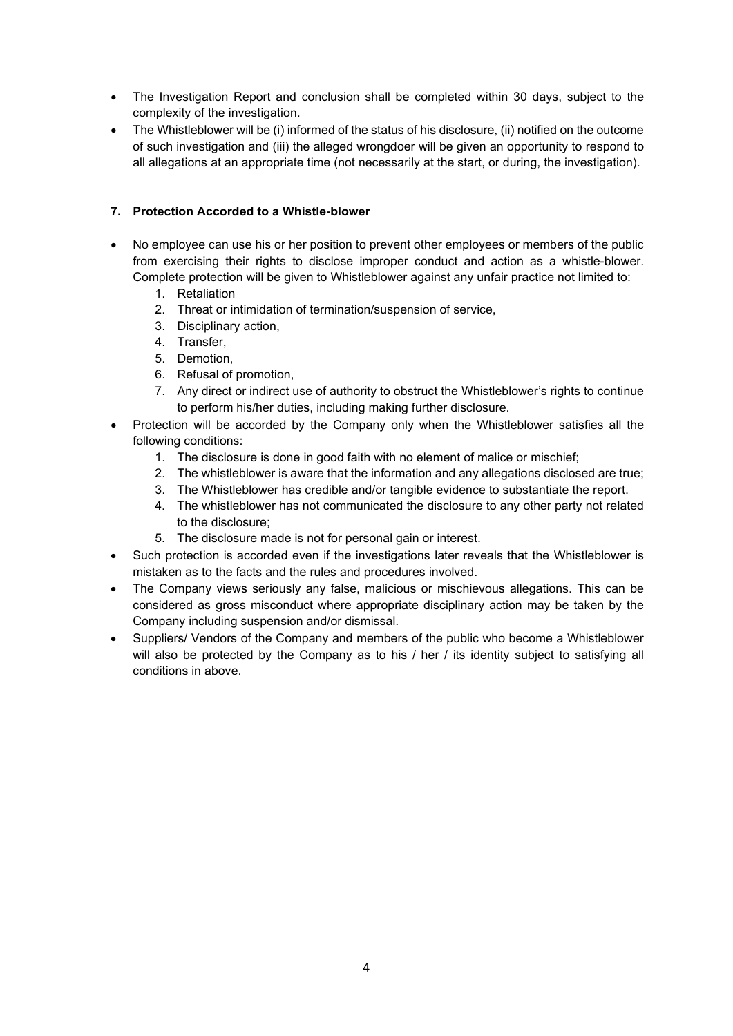- The Investigation Report and conclusion shall be completed within 30 days, subject to the complexity of the investigation.
- The Whistleblower will be (i) informed of the status of his disclosure, (ii) notified on the outcome of such investigation and (iii) the alleged wrongdoer will be given an opportunity to respond to all allegations at an appropriate time (not necessarily at the start, or during, the investigation).

## 7. Protection Accorded to a Whistle-blower

- No employee can use his or her position to prevent other employees or members of the public from exercising their rights to disclose improper conduct and action as a whistle-blower. Complete protection will be given to Whistleblower against any unfair practice not limited to:
  1. Retaliation
  2. Threat or intimidation of termination/suspension of service,
  3. Disciplinary action,
  4. Transfer,
  5. Demotion,
  6. Refusal of promotion,
  7. Any direct or indirect use of authority to obstruct the Whistleblower's rights to continue to perform his/her duties, including making further disclosure.
- Protection will be accorded by the Company only when the Whistleblower satisfies all the following conditions:
  1. The disclosure is done in good faith with no element of malice or mischief;
  2. The whistleblower is aware that the information and any allegations disclosed are true;
  3. The Whistleblower has credible and/or tangible evidence to substantiate the report.
  4. The whistleblower has not communicated the disclosure to any other party not related to the disclosure;
  5. The disclosure made is not for personal gain or interest.
- Such protection is accorded even if the investigations later reveals that the Whistleblower is mistaken as to the facts and the rules and procedures involved.
- The Company views seriously any false, malicious or mischievous allegations. This can be considered as gross misconduct where appropriate disciplinary action may be taken by the Company including suspension and/or dismissal.
- Suppliers/ Vendors of the Company and members of the public who become a Whistleblower will also be protected by the Company as to his / her / its identity subject to satisfying all conditions in above.